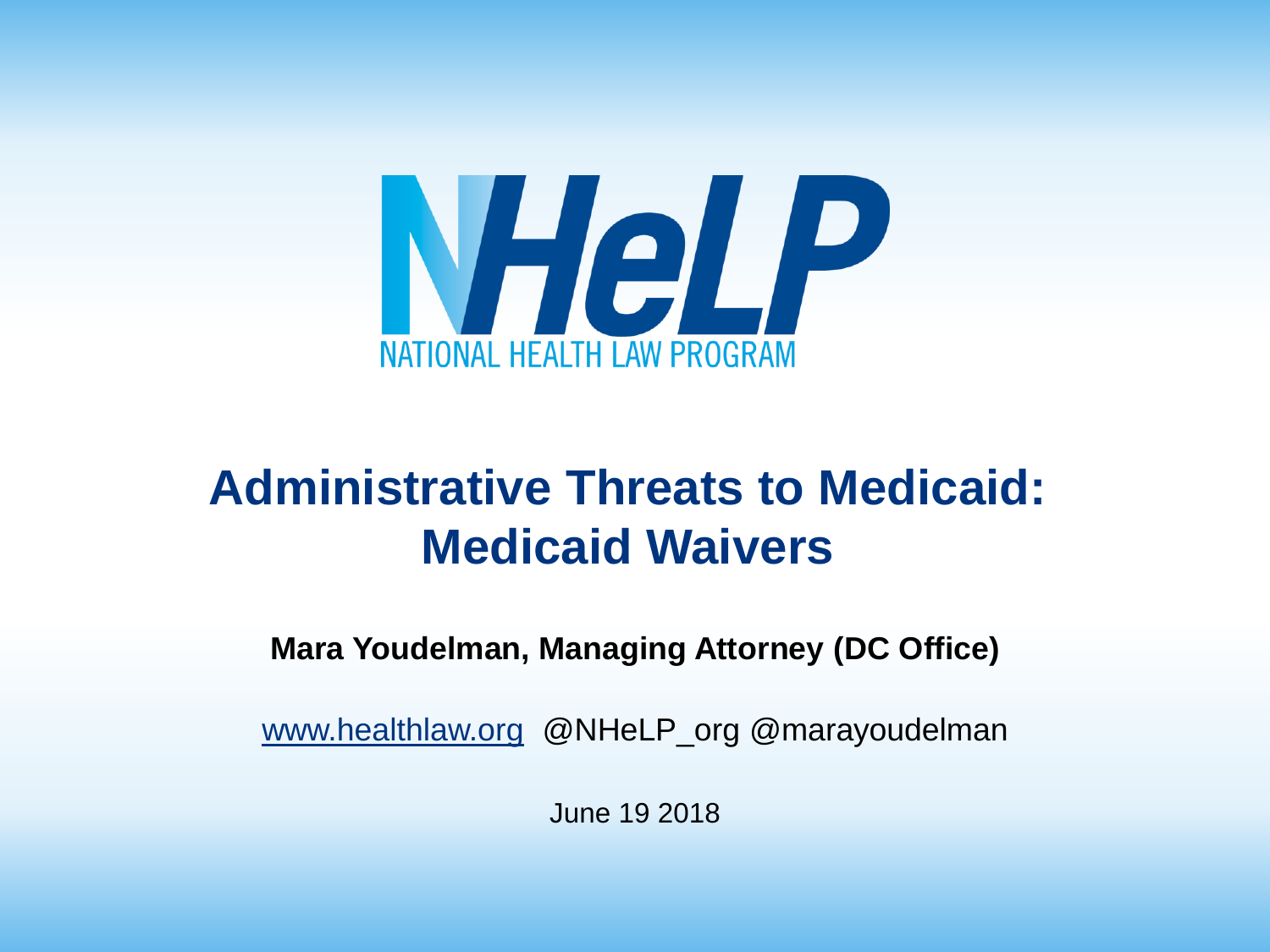NHeLP

NATIONAL HEALTH LAW PROGRAM

# Administrative Threats to Medicaid: Medicaid Waivers

**Mara Youdelman, Managing Attorney (DC Office)**

www.healthlaw.org @NHeLP_org @marayoudelman

June 19 2018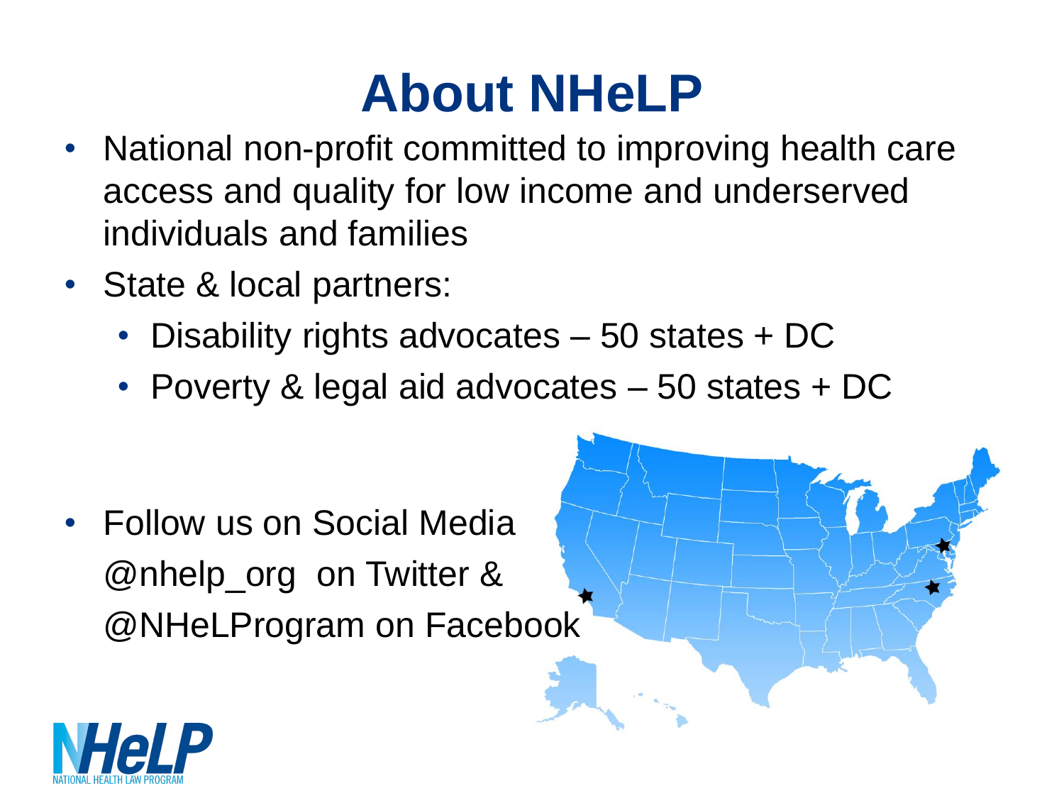# About NHeLP

- National non-profit committed to improving health care access and quality for low income and underserved individuals and families
- State & local partners:
  - Disability rights advocates – 50 states + DC
  - Poverty & legal aid advocates – 50 states + DC
- Follow us on Social Media @nhelp_org on Twitter & @NHeLProgram on Facebook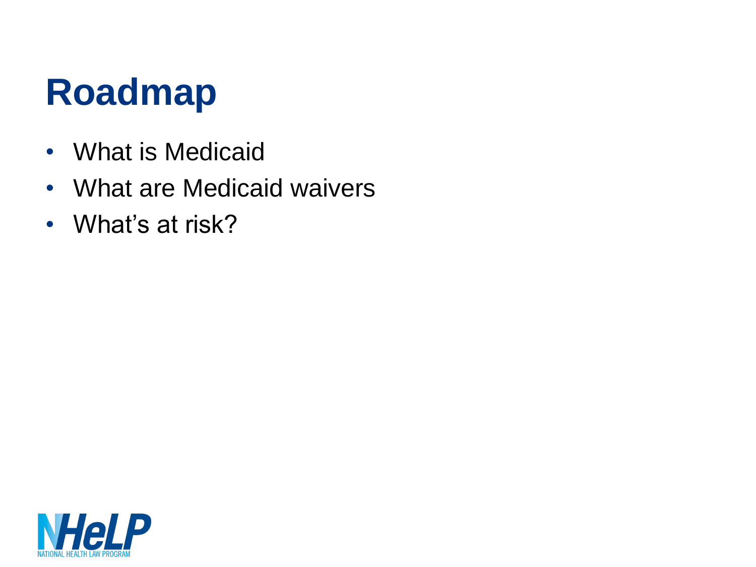# Roadmap

- What is Medicaid
- What are Medicaid waivers
- What's at risk?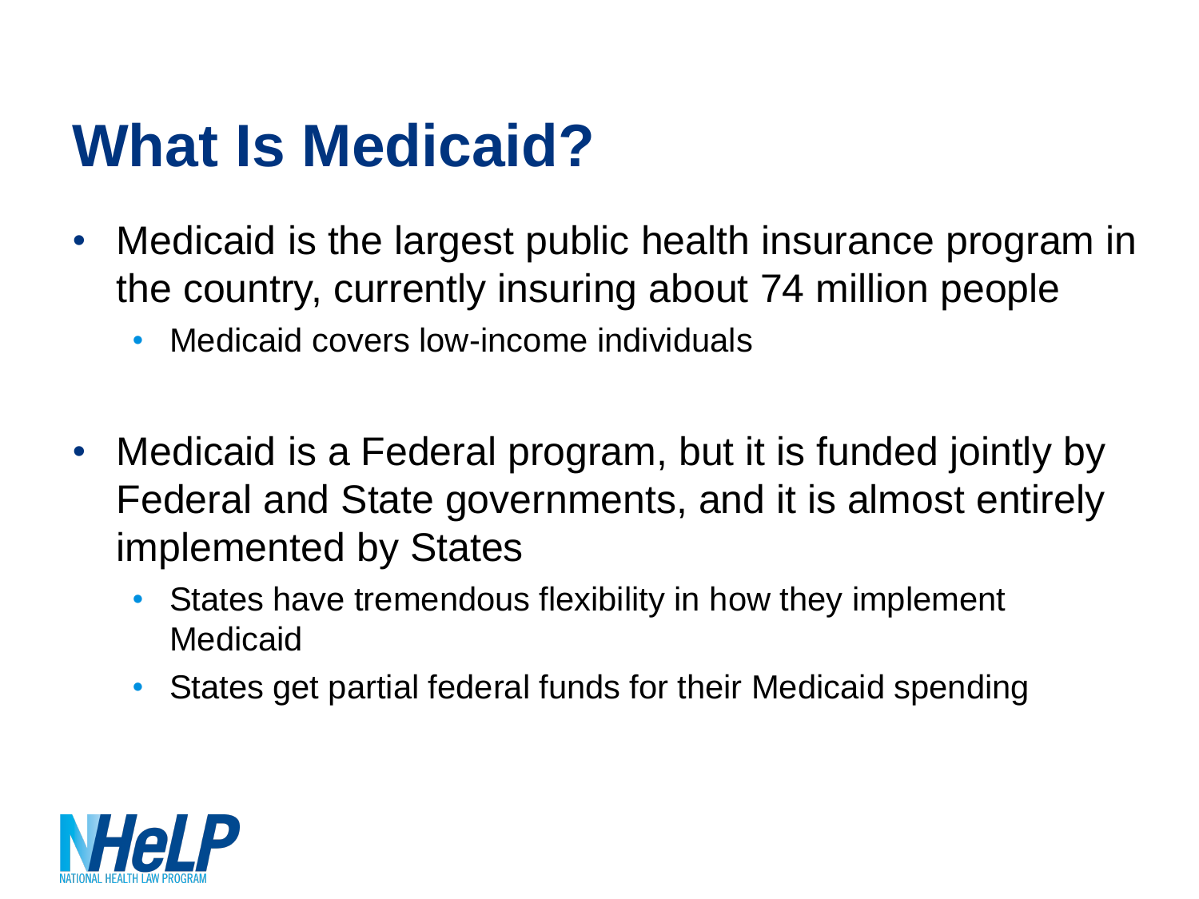# What Is Medicaid?

- Medicaid is the largest public health insurance program in the country, currently insuring about 74 million people
  - Medicaid covers low-income individuals

- Medicaid is a Federal program, but it is funded jointly by Federal and State governments, and it is almost entirely implemented by States
  - States have tremendous flexibility in how they implement Medicaid
  - States get partial federal funds for their Medicaid spending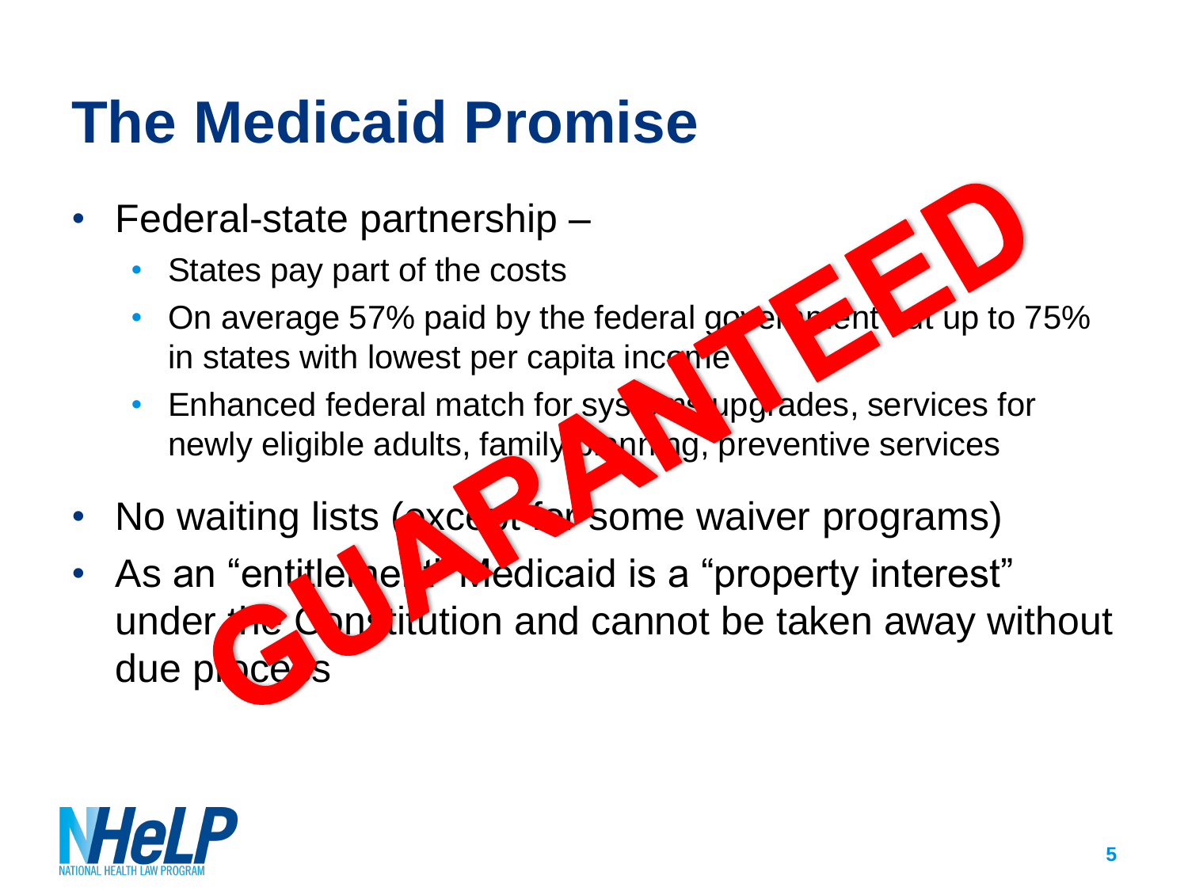# The Medicaid Promise

- Federal-state partnership –
  - States pay part of the costs
  - On average 57% paid by the federal government but up to 75% in states with lowest per capita income
  - Enhanced federal match for systems upgrades, services for newly eligible adults, family planning, preventive services
- No waiting lists (except for some waiver programs)
- As an "entitlement" Medicaid is a "property interest" under the Constitution and cannot be taken away without due process

GUARANTEED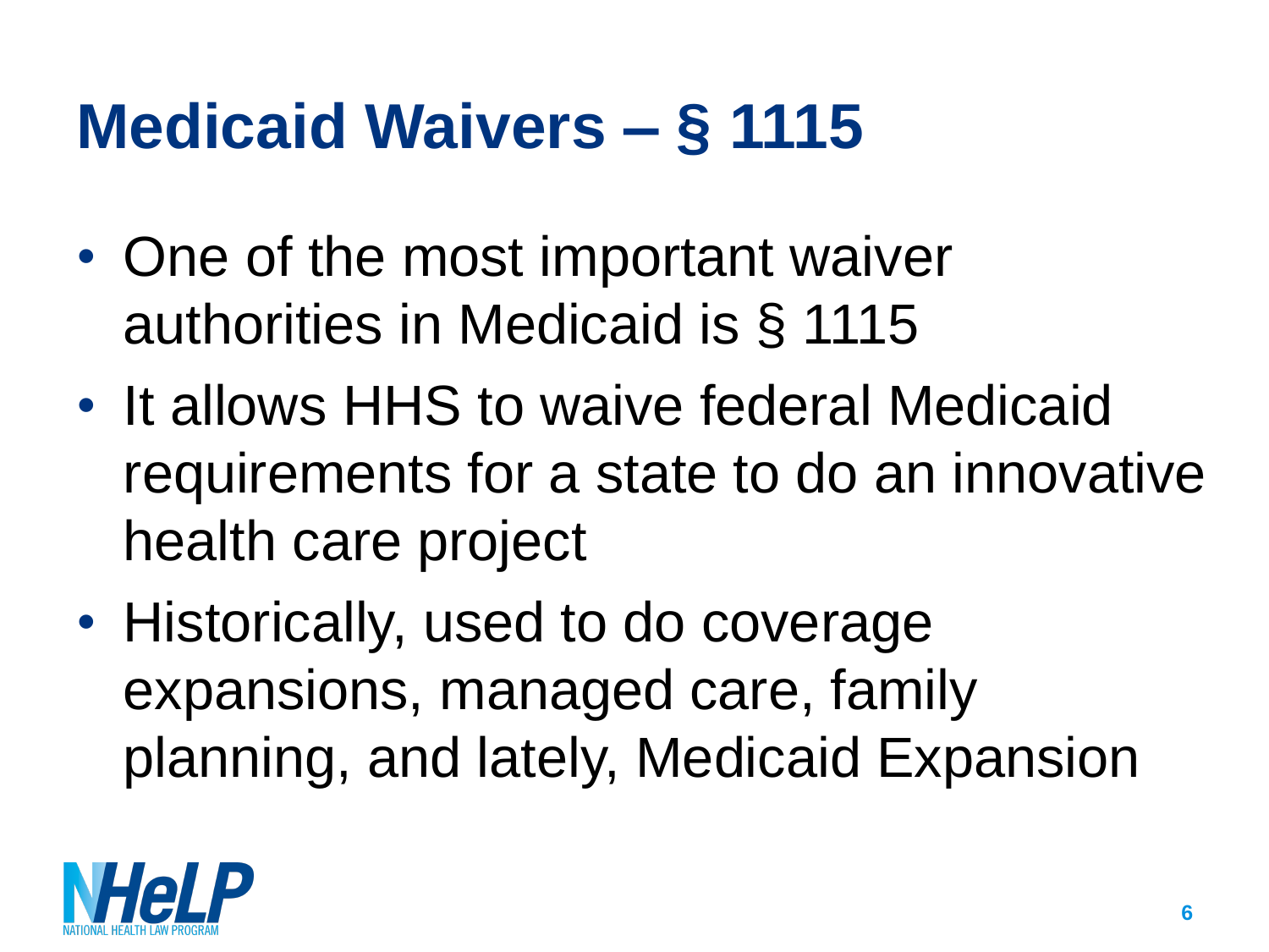# Medicaid Waivers – § 1115

- One of the most important waiver authorities in Medicaid is § 1115
- It allows HHS to waive federal Medicaid requirements for a state to do an innovative health care project
- Historically, used to do coverage expansions, managed care, family planning, and lately, Medicaid Expansion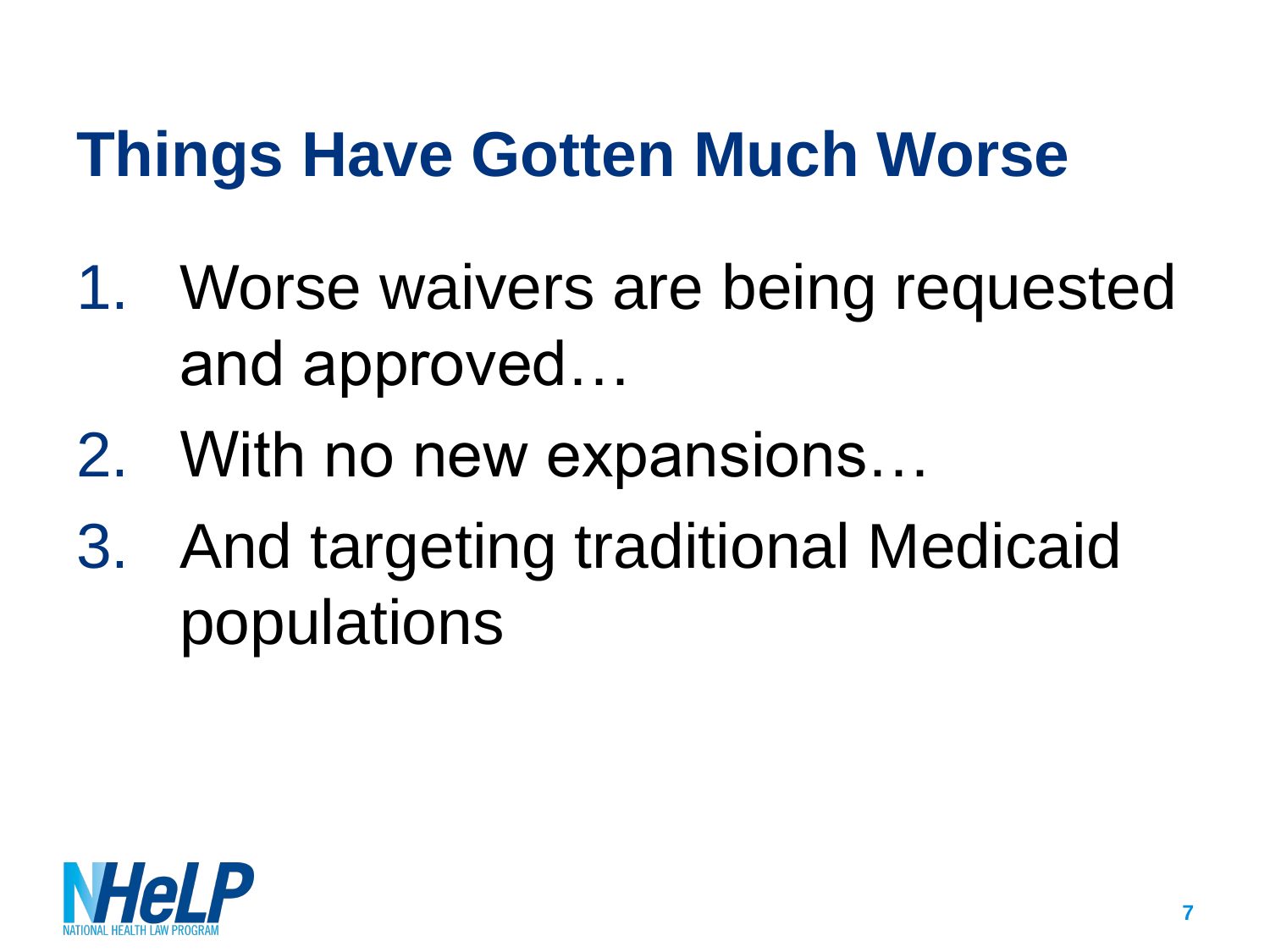# Things Have Gotten Much Worse

1. Worse waivers are being requested and approved…
2. With no new expansions…
3. And targeting traditional Medicaid populations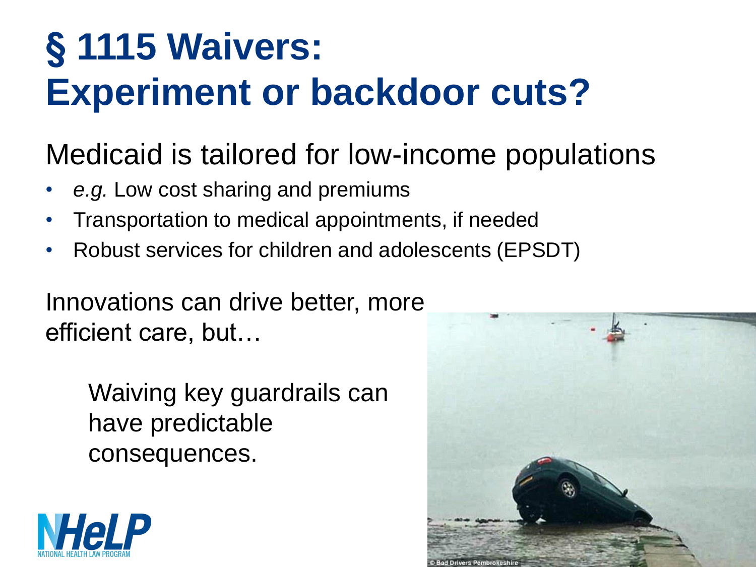# § 1115 Waivers: Experiment or backdoor cuts?

Medicaid is tailored for low-income populations

- *e.g.* Low cost sharing and premiums
- Transportation to medical appointments, if needed
- Robust services for children and adolescents (EPSDT)

Innovations can drive better, more efficient care, but…

Waiving key guardrails can have predictable consequences.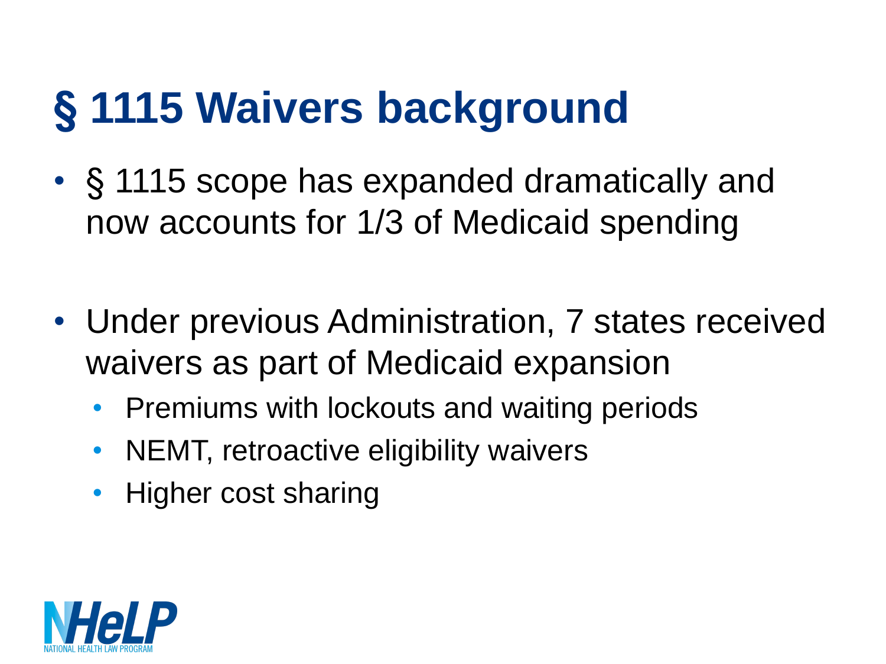# § 1115 Waivers background

- § 1115 scope has expanded dramatically and now accounts for 1/3 of Medicaid spending
- Under previous Administration, 7 states received waivers as part of Medicaid expansion
  - Premiums with lockouts and waiting periods
  - NEMT, retroactive eligibility waivers
  - Higher cost sharing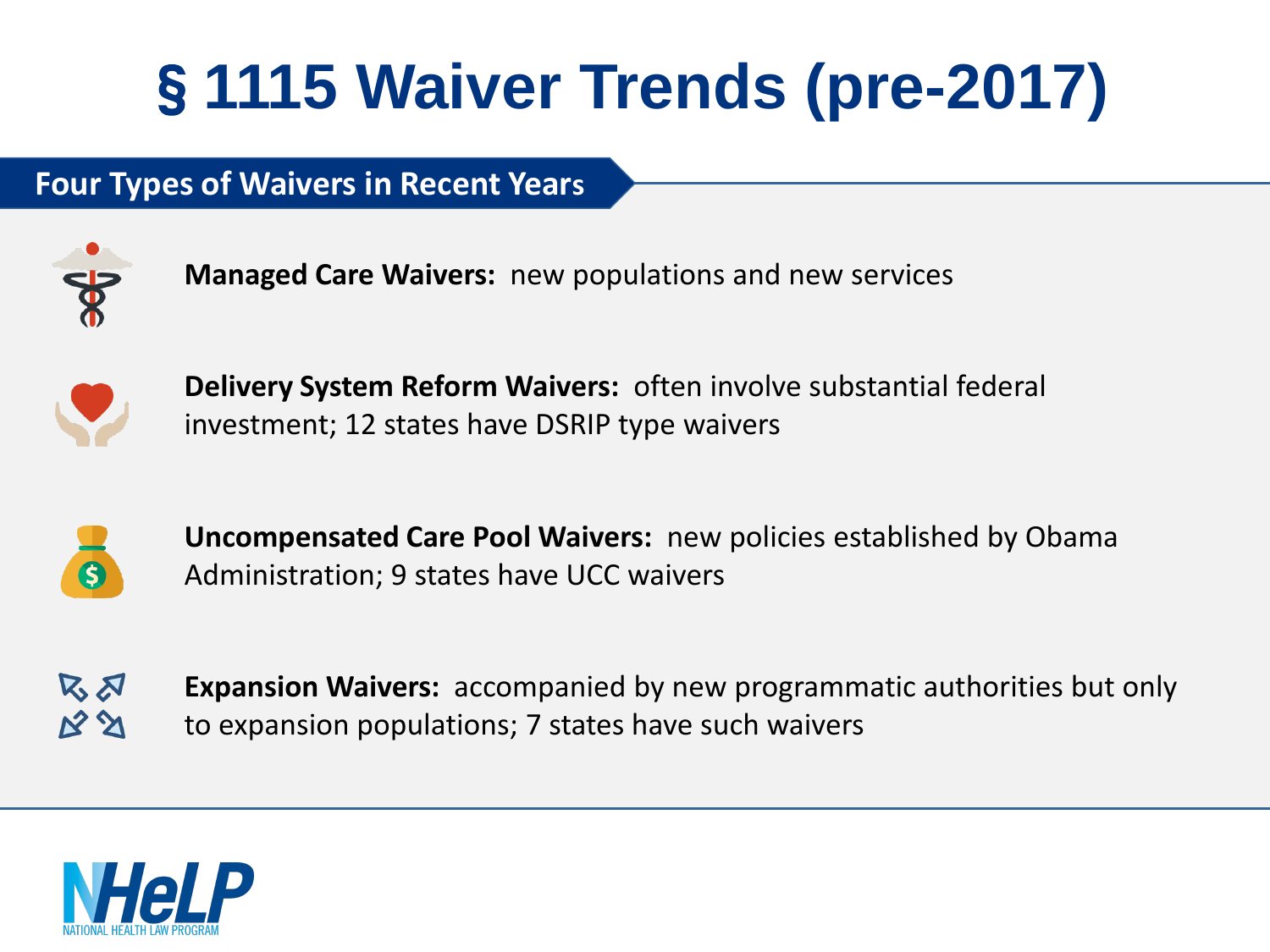# § 1115 Waiver Trends (pre-2017)

## Four Types of Waivers in Recent Years

**Managed Care Waivers:** new populations and new services

**Delivery System Reform Waivers:** often involve substantial federal investment; 12 states have DSRIP type waivers

**Uncompensated Care Pool Waivers:** new policies established by Obama Administration; 9 states have UCC waivers

**Expansion Waivers:** accompanied by new programmatic authorities but only to expansion populations; 7 states have such waivers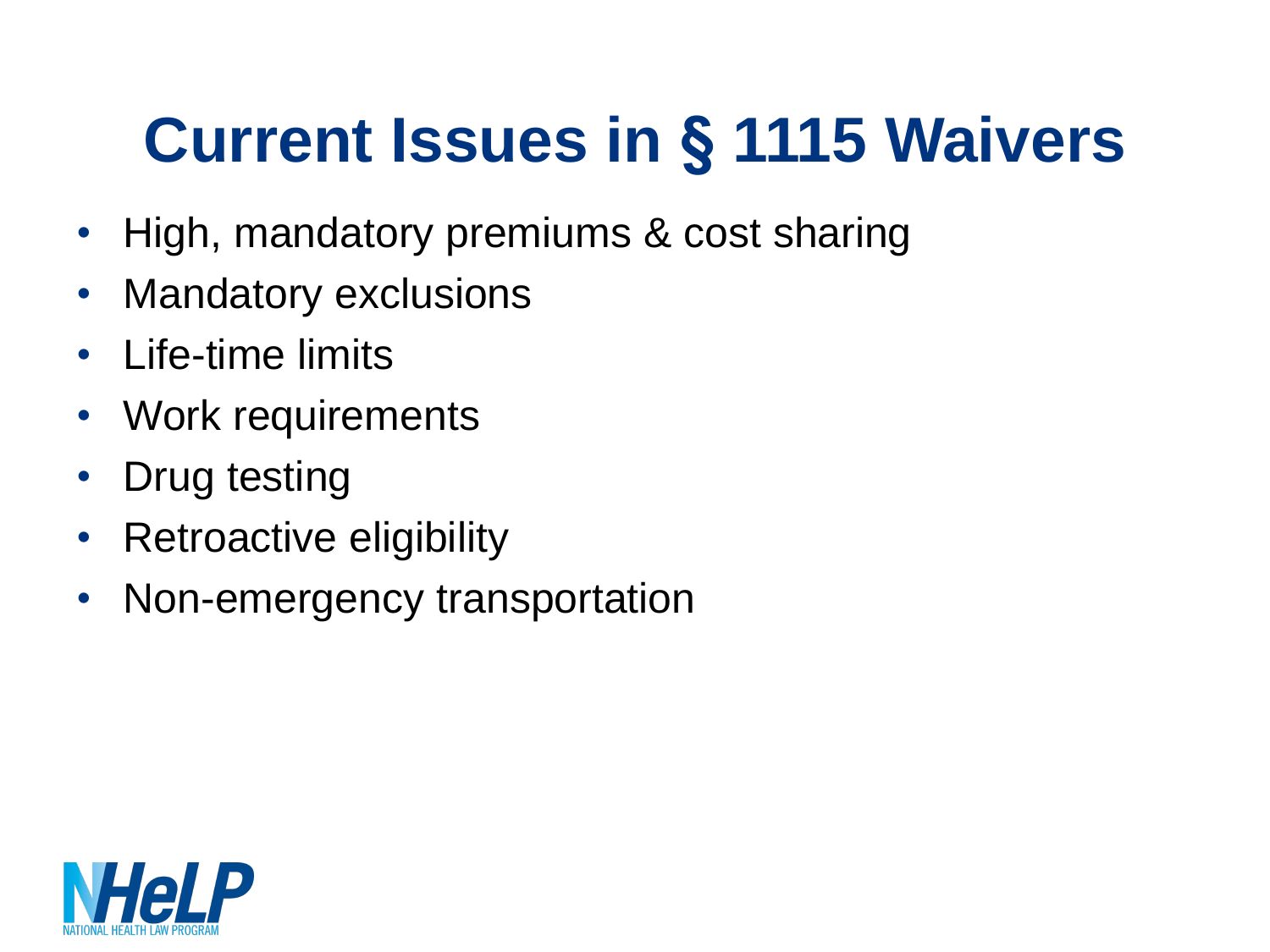# Current Issues in § 1115 Waivers

- High, mandatory premiums & cost sharing
- Mandatory exclusions
- Life-time limits
- Work requirements
- Drug testing
- Retroactive eligibility
- Non-emergency transportation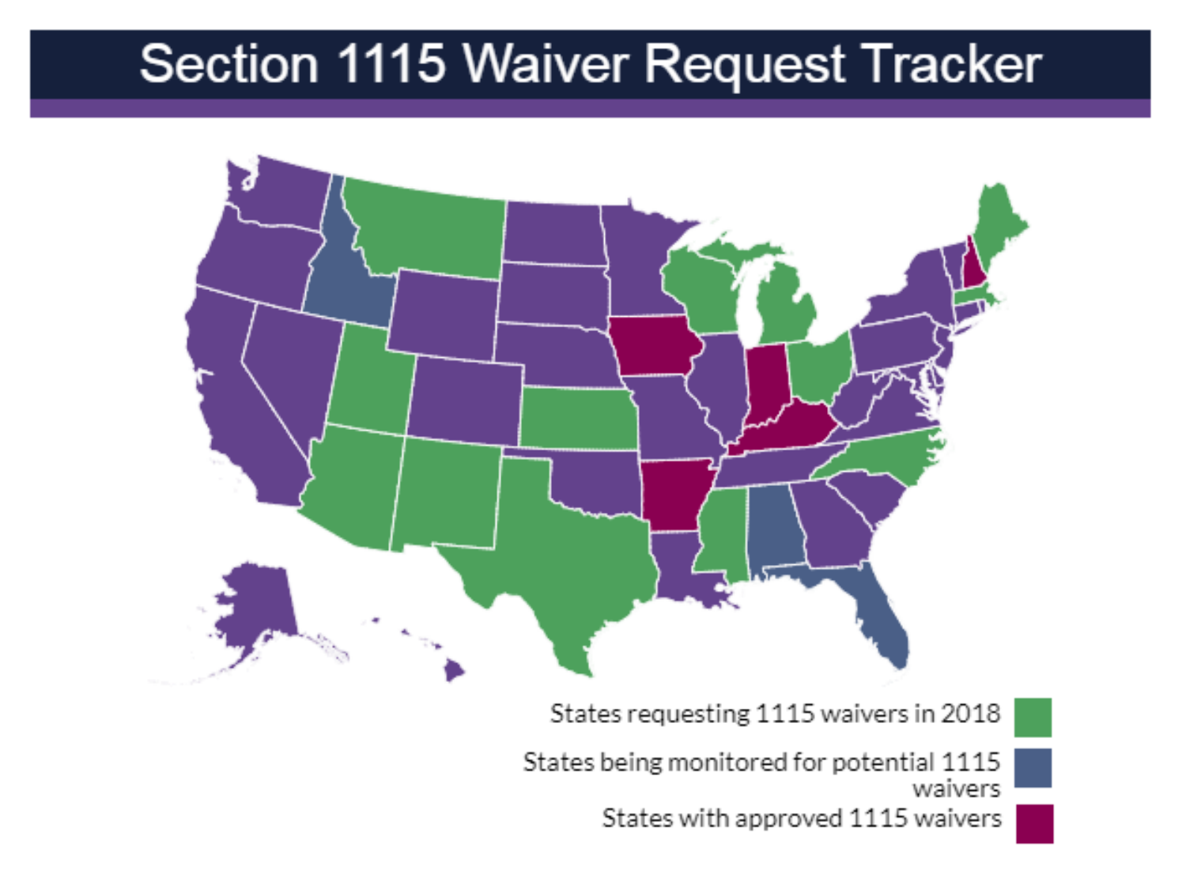# Section 1115 Waiver Request Tracker

States requesting 1115 waivers in 2018

States being monitored for potential 1115 waivers

States with approved 1115 waivers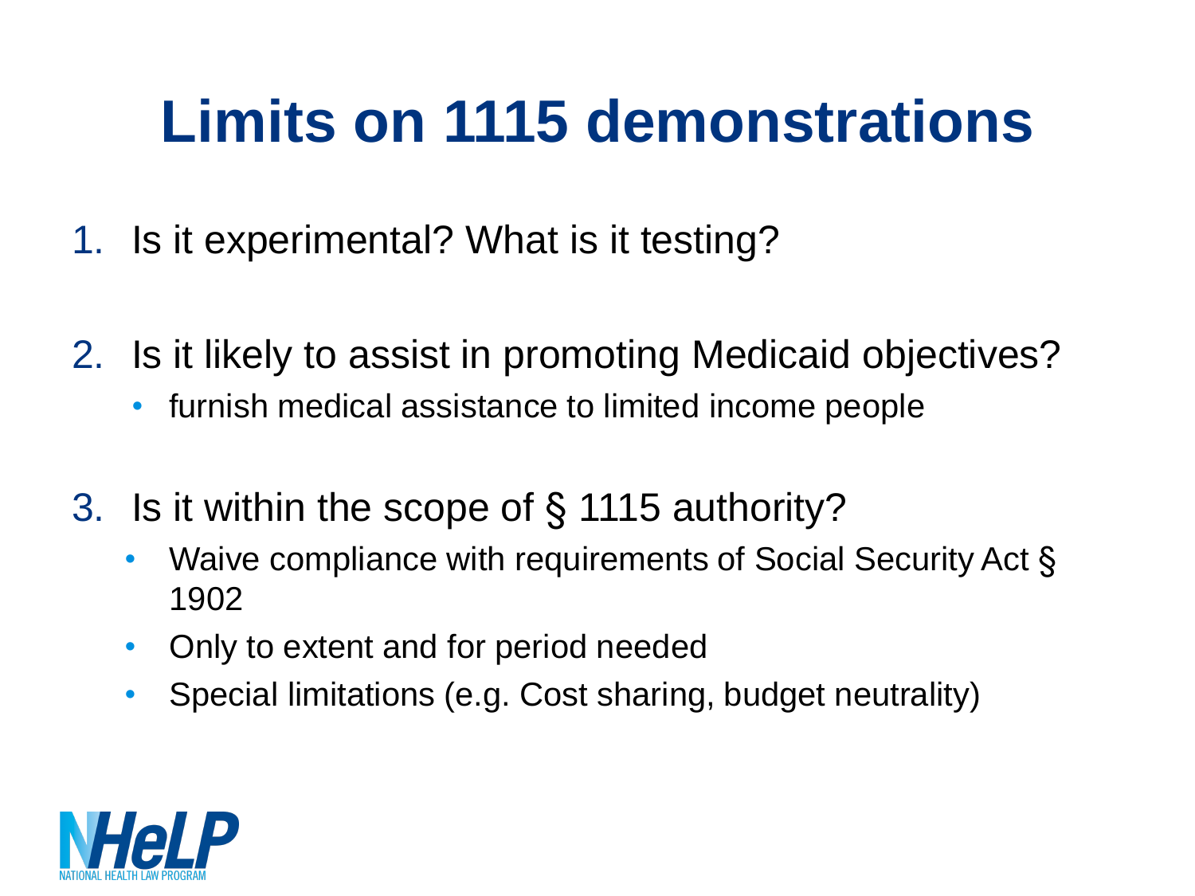# Limits on 1115 demonstrations

1. Is it experimental? What is it testing?
2. Is it likely to assist in promoting Medicaid objectives?
   - furnish medical assistance to limited income people
3. Is it within the scope of § 1115 authority?
   - Waive compliance with requirements of Social Security Act § 1902
   - Only to extent and for period needed
   - Special limitations (e.g. Cost sharing, budget neutrality)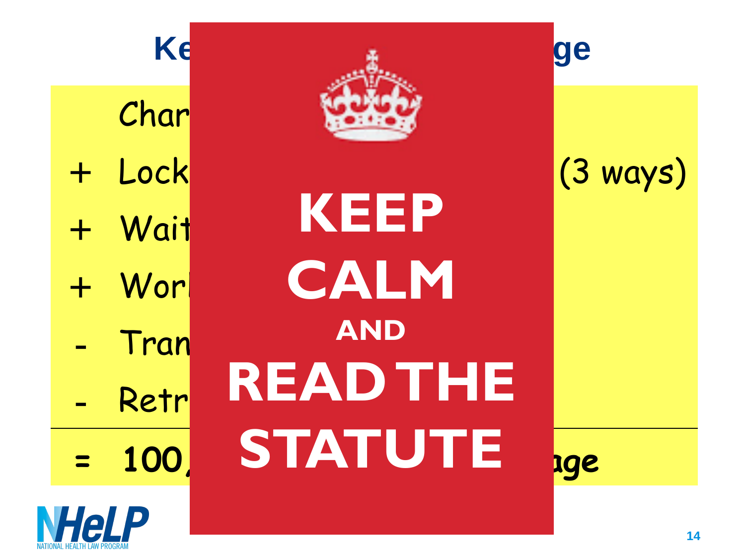## Ke ge

Char

\+ Lock (3 ways)

\+ Wait

\+ Worl

\- Tran

\- Retr

= 100, age

KEEP CALM AND READ THE STATUTE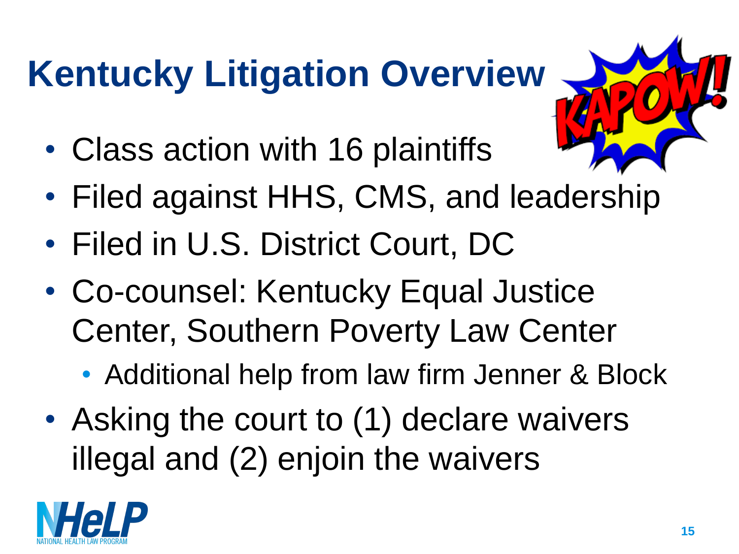# Kentucky Litigation Overview

- Class action with 16 plaintiffs
- Filed against HHS, CMS, and leadership
- Filed in U.S. District Court, DC
- Co-counsel: Kentucky Equal Justice Center, Southern Poverty Law Center
  - Additional help from law firm Jenner & Block
- Asking the court to (1) declare waivers illegal and (2) enjoin the waivers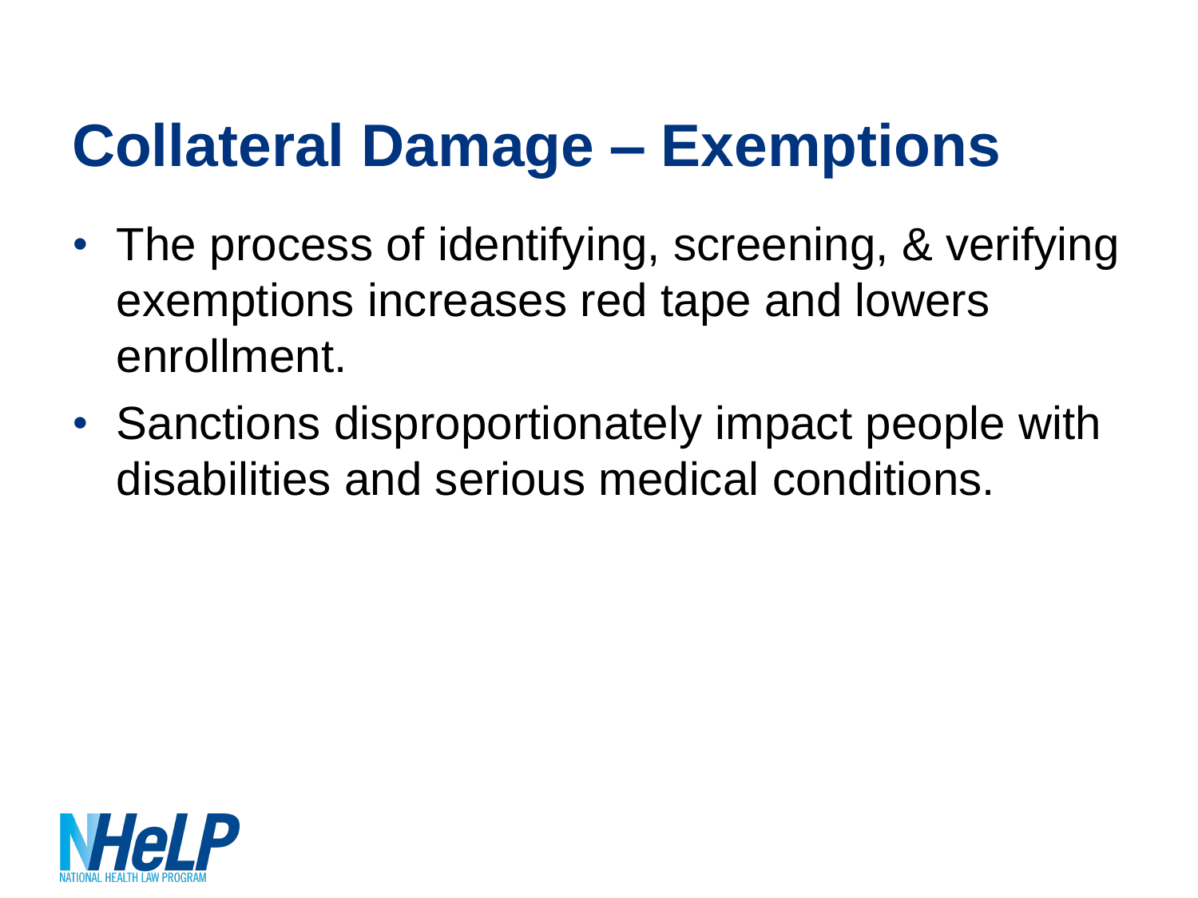# Collateral Damage – Exemptions

- The process of identifying, screening, & verifying exemptions increases red tape and lowers enrollment.
- Sanctions disproportionately impact people with disabilities and serious medical conditions.

NHeLP
NATIONAL HEALTH LAW PROGRAM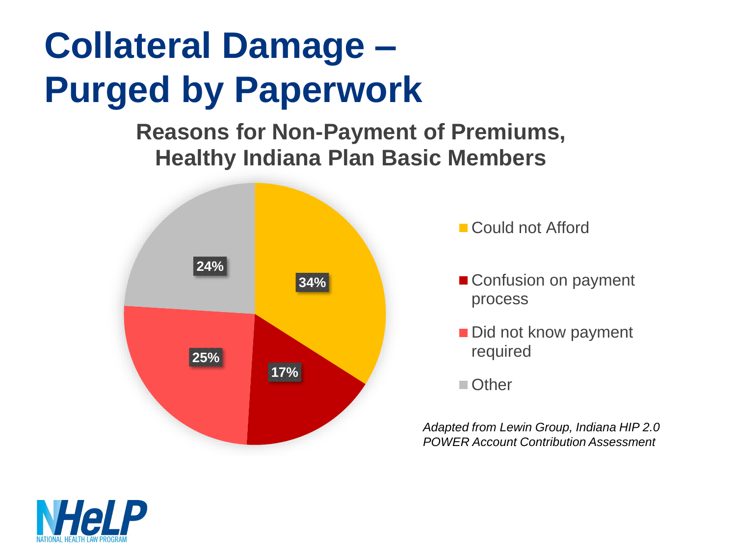# Collateral Damage – Purged by Paperwork

## Reasons for Non-Payment of Premiums, Healthy Indiana Plan Basic Members

| Reason | Percentage |
| --- | --- |
| Could not Afford | 34% |
| Confusion on payment process | 17% |
| Did not know payment required | 25% |
| Other | 24% |

*Adapted from Lewin Group, Indiana HIP 2.0 POWER Account Contribution Assessment*

NHeLP
NATIONAL HEALTH LAW PROGRAM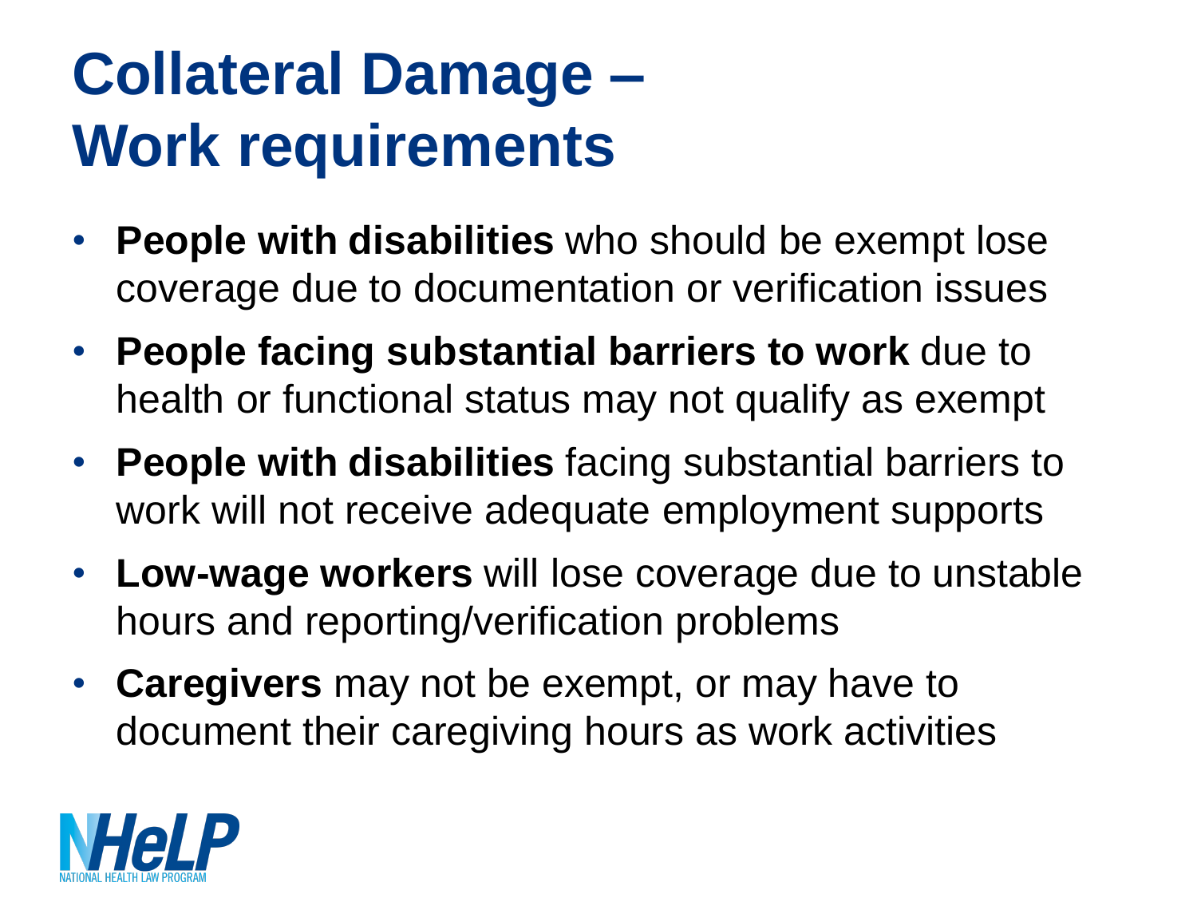# Collateral Damage – Work requirements

- **People with disabilities** who should be exempt lose coverage due to documentation or verification issues
- **People facing substantial barriers to work** due to health or functional status may not qualify as exempt
- **People with disabilities** facing substantial barriers to work will not receive adequate employment supports
- **Low-wage workers** will lose coverage due to unstable hours and reporting/verification problems
- **Caregivers** may not be exempt, or may have to document their caregiving hours as work activities

NHeLP
NATIONAL HEALTH LAW PROGRAM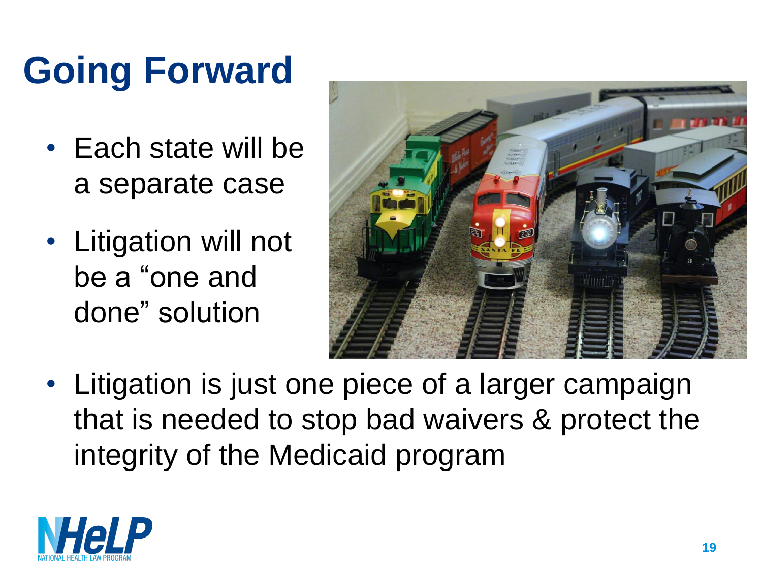# Going Forward

- Each state will be a separate case
- Litigation will not be a "one and done" solution
- Litigation is just one piece of a larger campaign that is needed to stop bad waivers & protect the integrity of the Medicaid program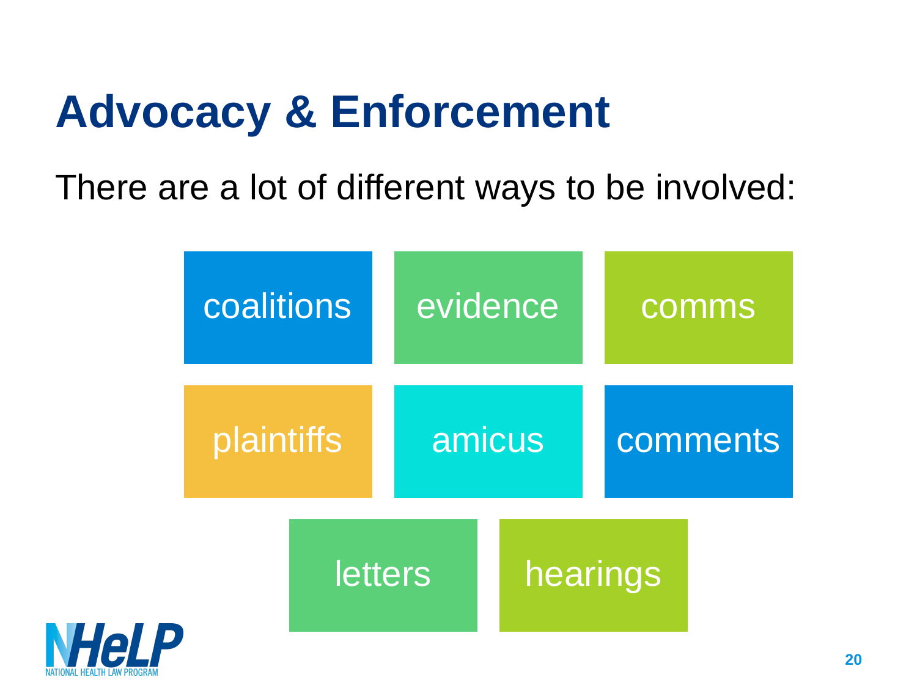# Advocacy & Enforcement

There are a lot of different ways to be involved:

- coalitions
- evidence
- comms
- plaintiffs
- amicus
- comments
- letters
- hearings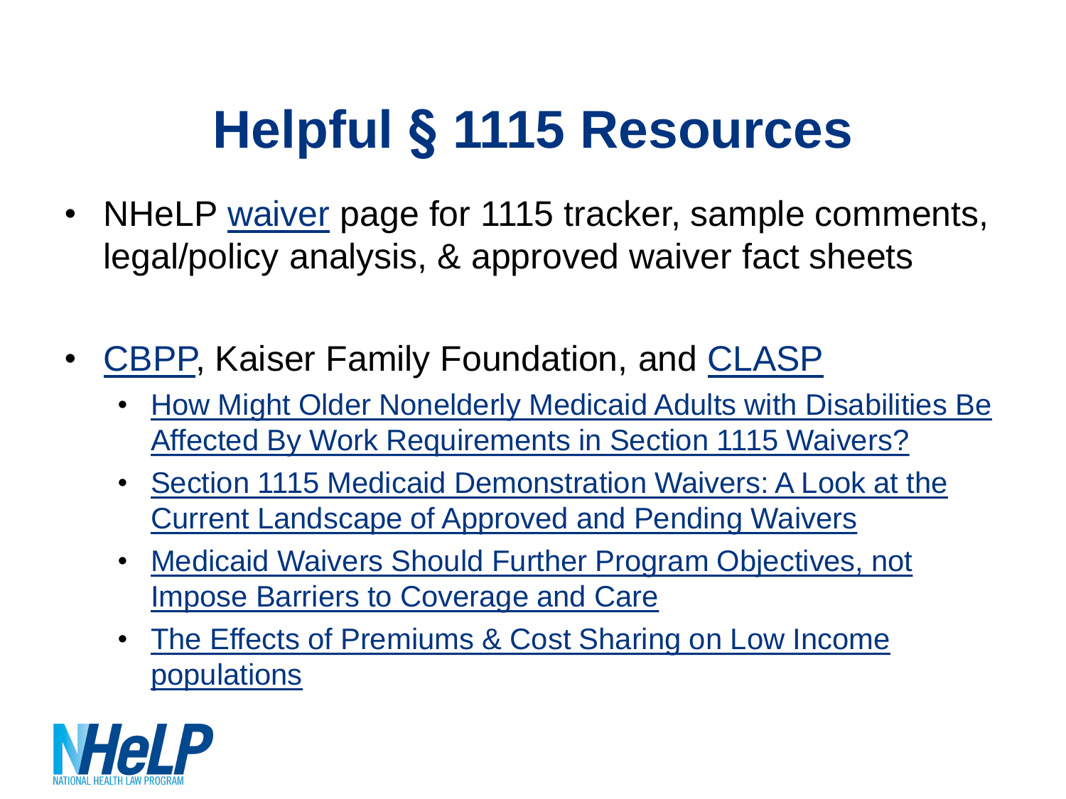# Helpful § 1115 Resources

- NHeLP waiver page for 1115 tracker, sample comments, legal/policy analysis, & approved waiver fact sheets

- CBPP, Kaiser Family Foundation, and CLASP
  - How Might Older Nonelderly Medicaid Adults with Disabilities Be Affected By Work Requirements in Section 1115 Waivers?
  - Section 1115 Medicaid Demonstration Waivers: A Look at the Current Landscape of Approved and Pending Waivers
  - Medicaid Waivers Should Further Program Objectives, not Impose Barriers to Coverage and Care
  - The Effects of Premiums & Cost Sharing on Low Income populations

NHeLP
NATIONAL HEALTH LAW PROGRAM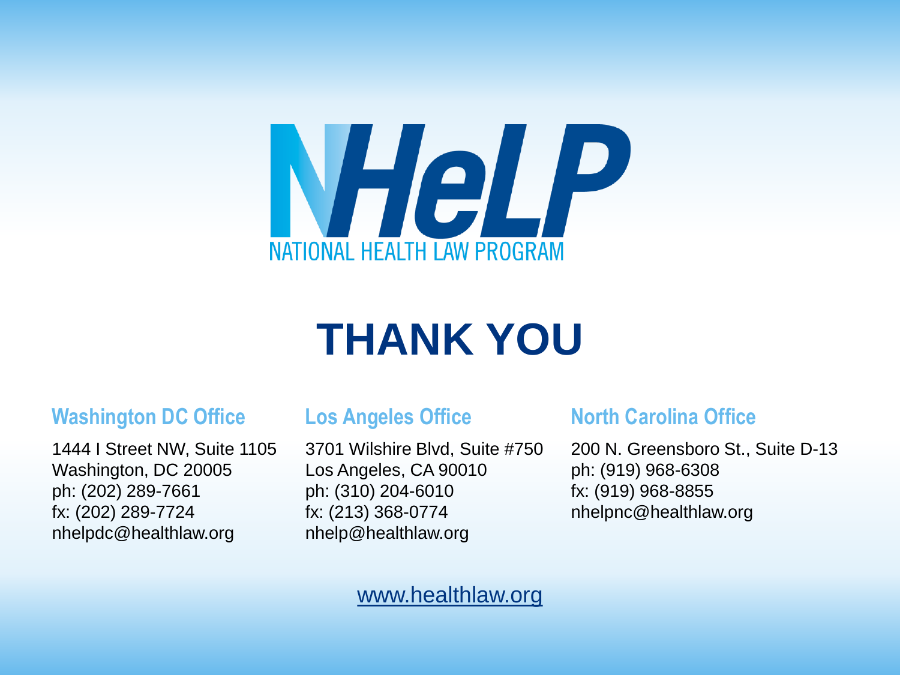NHeLP

NATIONAL HEALTH LAW PROGRAM

# THANK YOU

### Washington DC Office

1444 I Street NW, Suite 1105
Washington, DC 20005
ph: (202) 289-7661
fx: (202) 289-7724
nhelpdc@healthlaw.org

### Los Angeles Office

3701 Wilshire Blvd, Suite #750
Los Angeles, CA 90010
ph: (310) 204-6010
fx: (213) 368-0774
nhelp@healthlaw.org

### North Carolina Office

200 N. Greensboro St., Suite D-13
ph: (919) 968-6308
fx: (919) 968-8855
nhelpnc@healthlaw.org

www.healthlaw.org